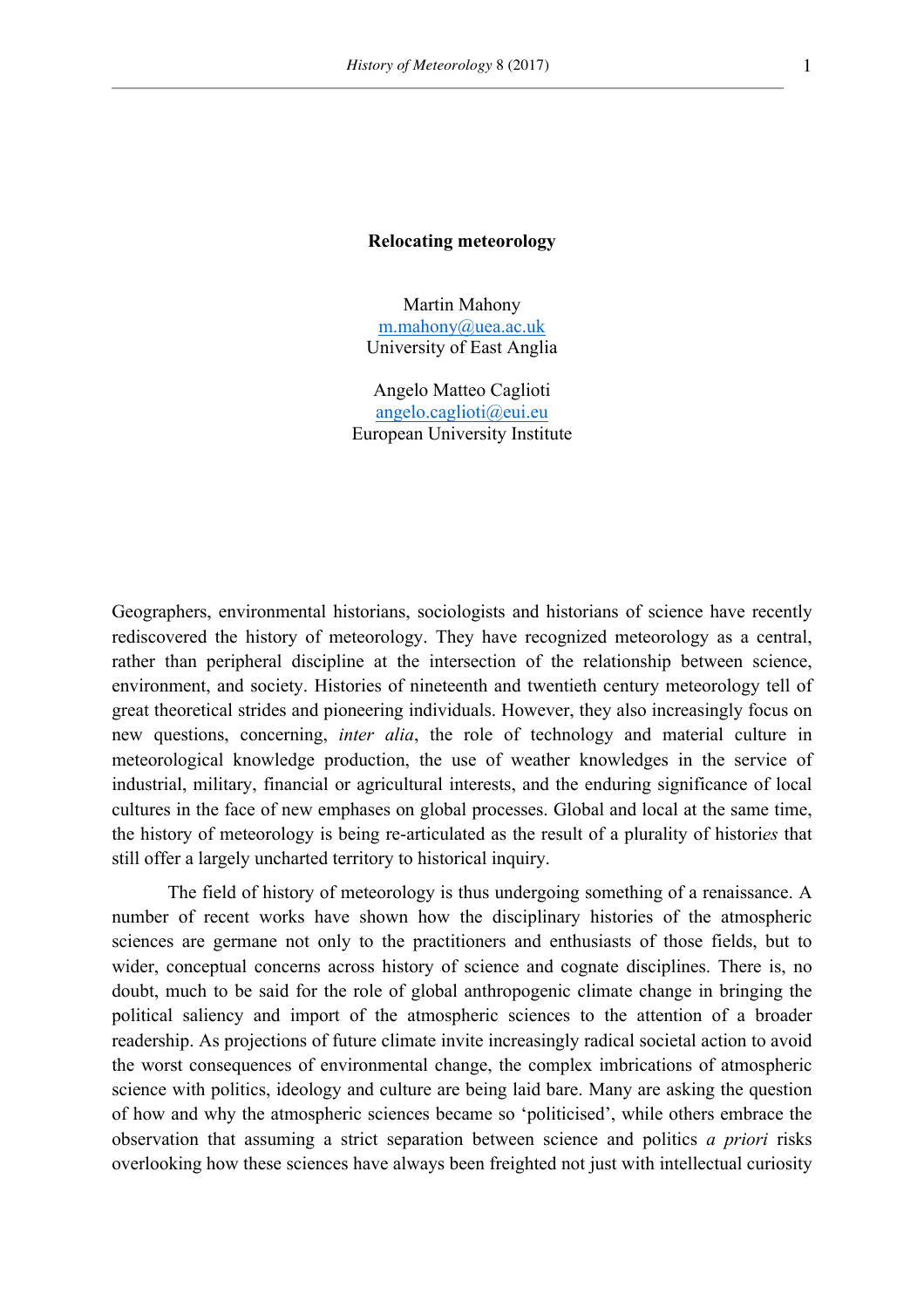# Relocating meteorology

Martin Mahony
m.mahony@uea.ac.uk
University of East Anglia

Angelo Matteo Caglioti
angelo.caglioti@eui.eu
European University Institute

Geographers, environmental historians, sociologists and historians of science have recently rediscovered the history of meteorology. They have recognized meteorology as a central, rather than peripheral discipline at the intersection of the relationship between science, environment, and society. Histories of nineteenth and twentieth century meteorology tell of great theoretical strides and pioneering individuals. However, they also increasingly focus on new questions, concerning, *inter alia*, the role of technology and material culture in meteorological knowledge production, the use of weather knowledges in the service of industrial, military, financial or agricultural interests, and the enduring significance of local cultures in the face of new emphases on global processes. Global and local at the same time, the history of meteorology is being re-articulated as the result of a plurality of histori*es* that still offer a largely uncharted territory to historical inquiry.

The field of history of meteorology is thus undergoing something of a renaissance. A number of recent works have shown how the disciplinary histories of the atmospheric sciences are germane not only to the practitioners and enthusiasts of those fields, but to wider, conceptual concerns across history of science and cognate disciplines. There is, no doubt, much to be said for the role of global anthropogenic climate change in bringing the political saliency and import of the atmospheric sciences to the attention of a broader readership. As projections of future climate invite increasingly radical societal action to avoid the worst consequences of environmental change, the complex imbrications of atmospheric science with politics, ideology and culture are being laid bare. Many are asking the question of how and why the atmospheric sciences became so 'politicised', while others embrace the observation that assuming a strict separation between science and politics *a priori* risks overlooking how these sciences have always been freighted not just with intellectual curiosity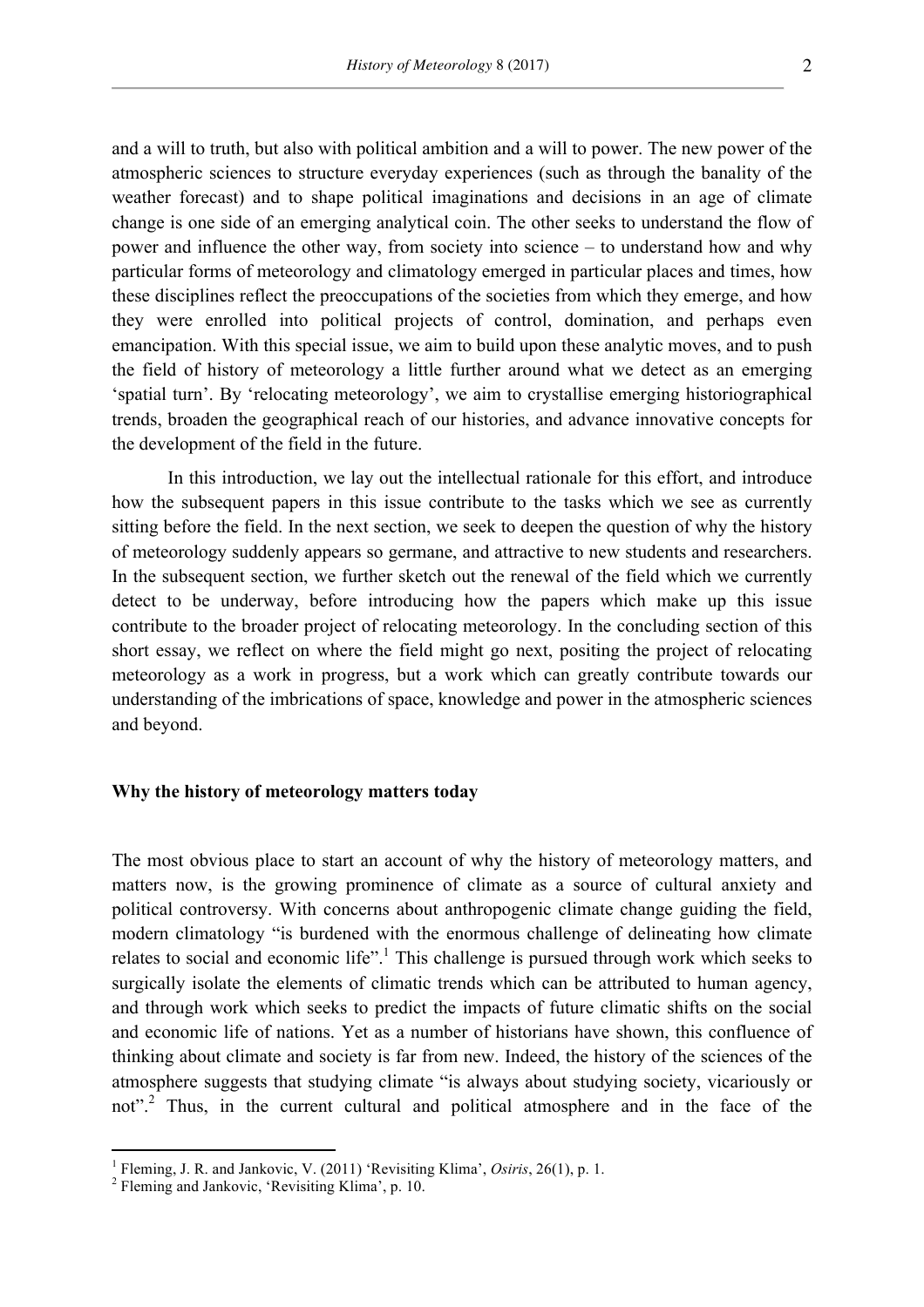and a will to truth, but also with political ambition and a will to power. The new power of the atmospheric sciences to structure everyday experiences (such as through the banality of the weather forecast) and to shape political imaginations and decisions in an age of climate change is one side of an emerging analytical coin. The other seeks to understand the flow of power and influence the other way, from society into science – to understand how and why particular forms of meteorology and climatology emerged in particular places and times, how these disciplines reflect the preoccupations of the societies from which they emerge, and how they were enrolled into political projects of control, domination, and perhaps even emancipation. With this special issue, we aim to build upon these analytic moves, and to push the field of history of meteorology a little further around what we detect as an emerging 'spatial turn'. By 'relocating meteorology', we aim to crystallise emerging historiographical trends, broaden the geographical reach of our histories, and advance innovative concepts for the development of the field in the future.

In this introduction, we lay out the intellectual rationale for this effort, and introduce how the subsequent papers in this issue contribute to the tasks which we see as currently sitting before the field. In the next section, we seek to deepen the question of why the history of meteorology suddenly appears so germane, and attractive to new students and researchers. In the subsequent section, we further sketch out the renewal of the field which we currently detect to be underway, before introducing how the papers which make up this issue contribute to the broader project of relocating meteorology. In the concluding section of this short essay, we reflect on where the field might go next, positing the project of relocating meteorology as a work in progress, but a work which can greatly contribute towards our understanding of the imbrications of space, knowledge and power in the atmospheric sciences and beyond.

## Why the history of meteorology matters today

The most obvious place to start an account of why the history of meteorology matters, and matters now, is the growing prominence of climate as a source of cultural anxiety and political controversy. With concerns about anthropogenic climate change guiding the field, modern climatology "is burdened with the enormous challenge of delineating how climate relates to social and economic life".[1] This challenge is pursued through work which seeks to surgically isolate the elements of climatic trends which can be attributed to human agency, and through work which seeks to predict the impacts of future climatic shifts on the social and economic life of nations. Yet as a number of historians have shown, this confluence of thinking about climate and society is far from new. Indeed, the history of the sciences of the atmosphere suggests that studying climate "is always about studying society, vicariously or not".[2] Thus, in the current cultural and political atmosphere and in the face of the

---

[1] Fleming, J. R. and Jankovic, V. (2011) 'Revisiting Klima', *Osiris*, 26(1), p. 1.

[2] Fleming and Jankovic, 'Revisiting Klima', p. 10.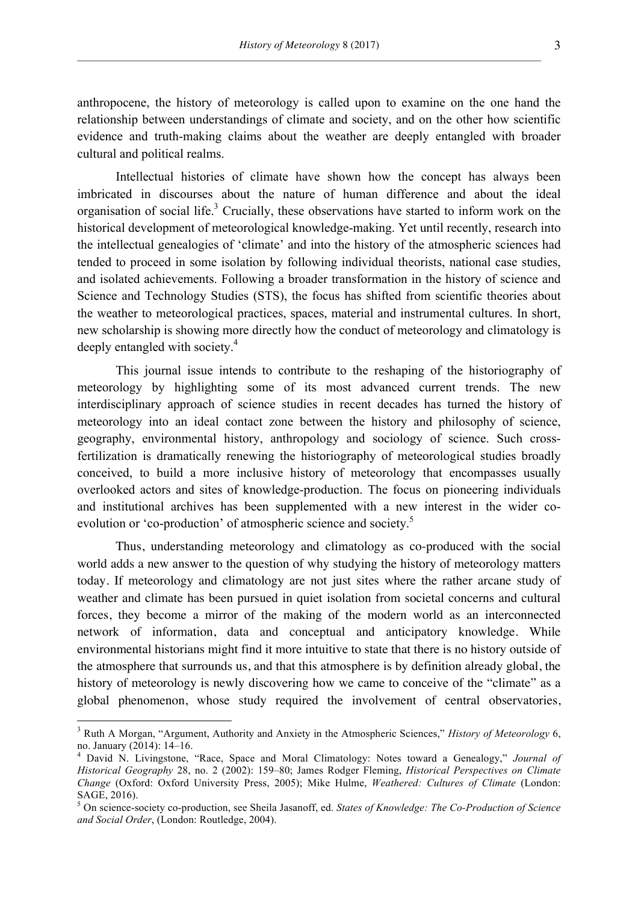anthropocene, the history of meteorology is called upon to examine on the one hand the relationship between understandings of climate and society, and on the other how scientific evidence and truth-making claims about the weather are deeply entangled with broader cultural and political realms.

Intellectual histories of climate have shown how the concept has always been imbricated in discourses about the nature of human difference and about the ideal organisation of social life.[3] Crucially, these observations have started to inform work on the historical development of meteorological knowledge-making. Yet until recently, research into the intellectual genealogies of 'climate' and into the history of the atmospheric sciences had tended to proceed in some isolation by following individual theorists, national case studies, and isolated achievements. Following a broader transformation in the history of science and Science and Technology Studies (STS), the focus has shifted from scientific theories about the weather to meteorological practices, spaces, material and instrumental cultures. In short, new scholarship is showing more directly how the conduct of meteorology and climatology is deeply entangled with society.[4]

This journal issue intends to contribute to the reshaping of the historiography of meteorology by highlighting some of its most advanced current trends. The new interdisciplinary approach of science studies in recent decades has turned the history of meteorology into an ideal contact zone between the history and philosophy of science, geography, environmental history, anthropology and sociology of science. Such cross-fertilization is dramatically renewing the historiography of meteorological studies broadly conceived, to build a more inclusive history of meteorology that encompasses usually overlooked actors and sites of knowledge-production. The focus on pioneering individuals and institutional archives has been supplemented with a new interest in the wider co-evolution or 'co-production' of atmospheric science and society.[5]

Thus, understanding meteorology and climatology as co-produced with the social world adds a new answer to the question of why studying the history of meteorology matters today. If meteorology and climatology are not just sites where the rather arcane study of weather and climate has been pursued in quiet isolation from societal concerns and cultural forces, they become a mirror of the making of the modern world as an interconnected network of information, data and conceptual and anticipatory knowledge. While environmental historians might find it more intuitive to state that there is no history outside of the atmosphere that surrounds us, and that this atmosphere is by definition already global, the history of meteorology is newly discovering how we came to conceive of the "climate" as a global phenomenon, whose study required the involvement of central observatories,

---

[3] Ruth A Morgan, "Argument, Authority and Anxiety in the Atmospheric Sciences," *History of Meteorology* 6, no. January (2014): 14–16.

[4] David N. Livingstone, "Race, Space and Moral Climatology: Notes toward a Genealogy," *Journal of Historical Geography* 28, no. 2 (2002): 159–80; James Rodger Fleming, *Historical Perspectives on Climate Change* (Oxford: Oxford University Press, 2005); Mike Hulme, *Weathered: Cultures of Climate* (London: SAGE, 2016).

[5] On science-society co-production, see Sheila Jasanoff, ed. *States of Knowledge: The Co-Production of Science and Social Order*, (London: Routledge, 2004).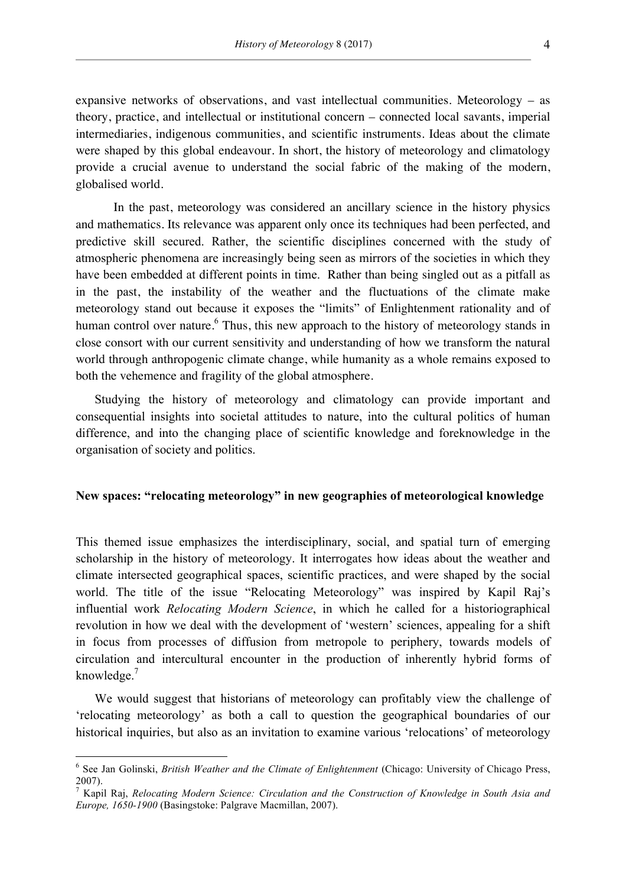expansive networks of observations, and vast intellectual communities. Meteorology – as theory, practice, and intellectual or institutional concern – connected local savants, imperial intermediaries, indigenous communities, and scientific instruments. Ideas about the climate were shaped by this global endeavour. In short, the history of meteorology and climatology provide a crucial avenue to understand the social fabric of the making of the modern, globalised world.

In the past, meteorology was considered an ancillary science in the history physics and mathematics. Its relevance was apparent only once its techniques had been perfected, and predictive skill secured. Rather, the scientific disciplines concerned with the study of atmospheric phenomena are increasingly being seen as mirrors of the societies in which they have been embedded at different points in time. Rather than being singled out as a pitfall as in the past, the instability of the weather and the fluctuations of the climate make meteorology stand out because it exposes the "limits" of Enlightenment rationality and of human control over nature.[6] Thus, this new approach to the history of meteorology stands in close consort with our current sensitivity and understanding of how we transform the natural world through anthropogenic climate change, while humanity as a whole remains exposed to both the vehemence and fragility of the global atmosphere.

Studying the history of meteorology and climatology can provide important and consequential insights into societal attitudes to nature, into the cultural politics of human difference, and into the changing place of scientific knowledge and foreknowledge in the organisation of society and politics.

**New spaces: "relocating meteorology" in new geographies of meteorological knowledge**

This themed issue emphasizes the interdisciplinary, social, and spatial turn of emerging scholarship in the history of meteorology. It interrogates how ideas about the weather and climate intersected geographical spaces, scientific practices, and were shaped by the social world. The title of the issue "Relocating Meteorology" was inspired by Kapil Raj's influential work *Relocating Modern Science*, in which he called for a historiographical revolution in how we deal with the development of 'western' sciences, appealing for a shift in focus from processes of diffusion from metropole to periphery, towards models of circulation and intercultural encounter in the production of inherently hybrid forms of knowledge.[7]

We would suggest that historians of meteorology can profitably view the challenge of 'relocating meteorology' as both a call to question the geographical boundaries of our historical inquiries, but also as an invitation to examine various 'relocations' of meteorology

---

[6] See Jan Golinski, *British Weather and the Climate of Enlightenment* (Chicago: University of Chicago Press, 2007).

[7] Kapil Raj, *Relocating Modern Science: Circulation and the Construction of Knowledge in South Asia and Europe, 1650-1900* (Basingstoke: Palgrave Macmillan, 2007).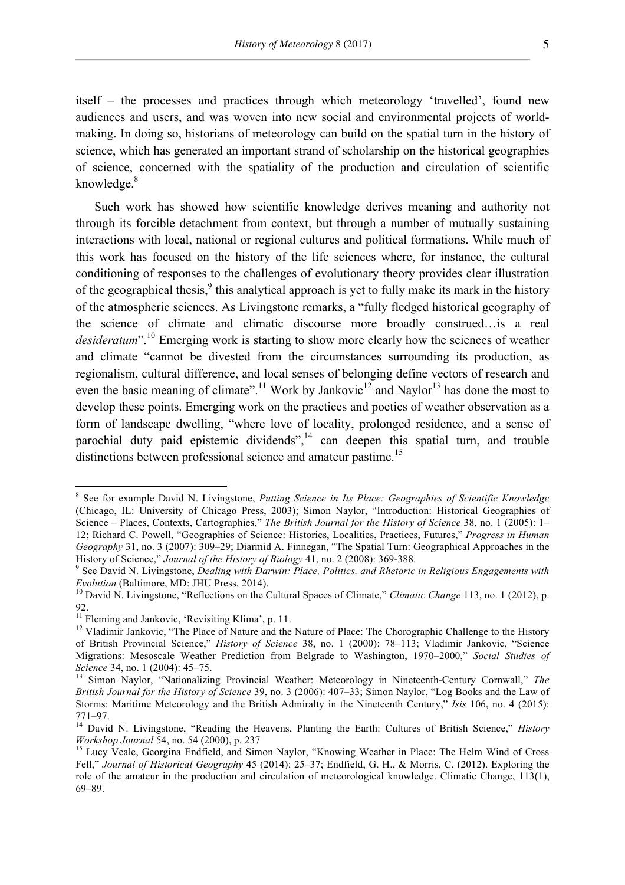itself – the processes and practices through which meteorology 'travelled', found new audiences and users, and was woven into new social and environmental projects of world-making. In doing so, historians of meteorology can build on the spatial turn in the history of science, which has generated an important strand of scholarship on the historical geographies of science, concerned with the spatiality of the production and circulation of scientific knowledge.[8]

Such work has showed how scientific knowledge derives meaning and authority not through its forcible detachment from context, but through a number of mutually sustaining interactions with local, national or regional cultures and political formations. While much of this work has focused on the history of the life sciences where, for instance, the cultural conditioning of responses to the challenges of evolutionary theory provides clear illustration of the geographical thesis,[9] this analytical approach is yet to fully make its mark in the history of the atmospheric sciences. As Livingstone remarks, a "fully fledged historical geography of the science of climate and climatic discourse more broadly construed…is a real *desideratum*".[10] Emerging work is starting to show more clearly how the sciences of weather and climate "cannot be divested from the circumstances surrounding its production, as regionalism, cultural difference, and local senses of belonging define vectors of research and even the basic meaning of climate".[11] Work by Jankovic[12] and Naylor[13] has done the most to develop these points. Emerging work on the practices and poetics of weather observation as a form of landscape dwelling, "where love of locality, prolonged residence, and a sense of parochial duty paid epistemic dividends",[14] can deepen this spatial turn, and trouble distinctions between professional science and amateur pastime.[15]

---

[8] See for example David N. Livingstone, *Putting Science in Its Place: Geographies of Scientific Knowledge* (Chicago, IL: University of Chicago Press, 2003); Simon Naylor, "Introduction: Historical Geographies of Science – Places, Contexts, Cartographies," *The British Journal for the History of Science* 38, no. 1 (2005): 1–12; Richard C. Powell, "Geographies of Science: Histories, Localities, Practices, Futures," *Progress in Human Geography* 31, no. 3 (2007): 309–29; Diarmid A. Finnegan, "The Spatial Turn: Geographical Approaches in the History of Science," *Journal of the History of Biology* 41, no. 2 (2008): 369-388.

[9] See David N. Livingstone, *Dealing with Darwin: Place, Politics, and Rhetoric in Religious Engagements with Evolution* (Baltimore, MD: JHU Press, 2014).

[10] David N. Livingstone, "Reflections on the Cultural Spaces of Climate," *Climatic Change* 113, no. 1 (2012), p. 92.

[11] Fleming and Jankovic, 'Revisiting Klima', p. 11.

[12] Vladimir Jankovic, "The Place of Nature and the Nature of Place: The Chorographic Challenge to the History of British Provincial Science," *History of Science* 38, no. 1 (2000): 78–113; Vladimir Jankovic, "Science Migrations: Mesoscale Weather Prediction from Belgrade to Washington, 1970–2000," *Social Studies of Science* 34, no. 1 (2004): 45–75.

[13] Simon Naylor, "Nationalizing Provincial Weather: Meteorology in Nineteenth-Century Cornwall," *The British Journal for the History of Science* 39, no. 3 (2006): 407–33; Simon Naylor, "Log Books and the Law of Storms: Maritime Meteorology and the British Admiralty in the Nineteenth Century," *Isis* 106, no. 4 (2015): 771–97.

[14] David N. Livingstone, "Reading the Heavens, Planting the Earth: Cultures of British Science," *History Workshop Journal* 54, no. 54 (2000), p. 237

[15] Lucy Veale, Georgina Endfield, and Simon Naylor, "Knowing Weather in Place: The Helm Wind of Cross Fell," *Journal of Historical Geography* 45 (2014): 25–37; Endfield, G. H., & Morris, C. (2012). Exploring the role of the amateur in the production and circulation of meteorological knowledge. Climatic Change, 113(1), 69–89.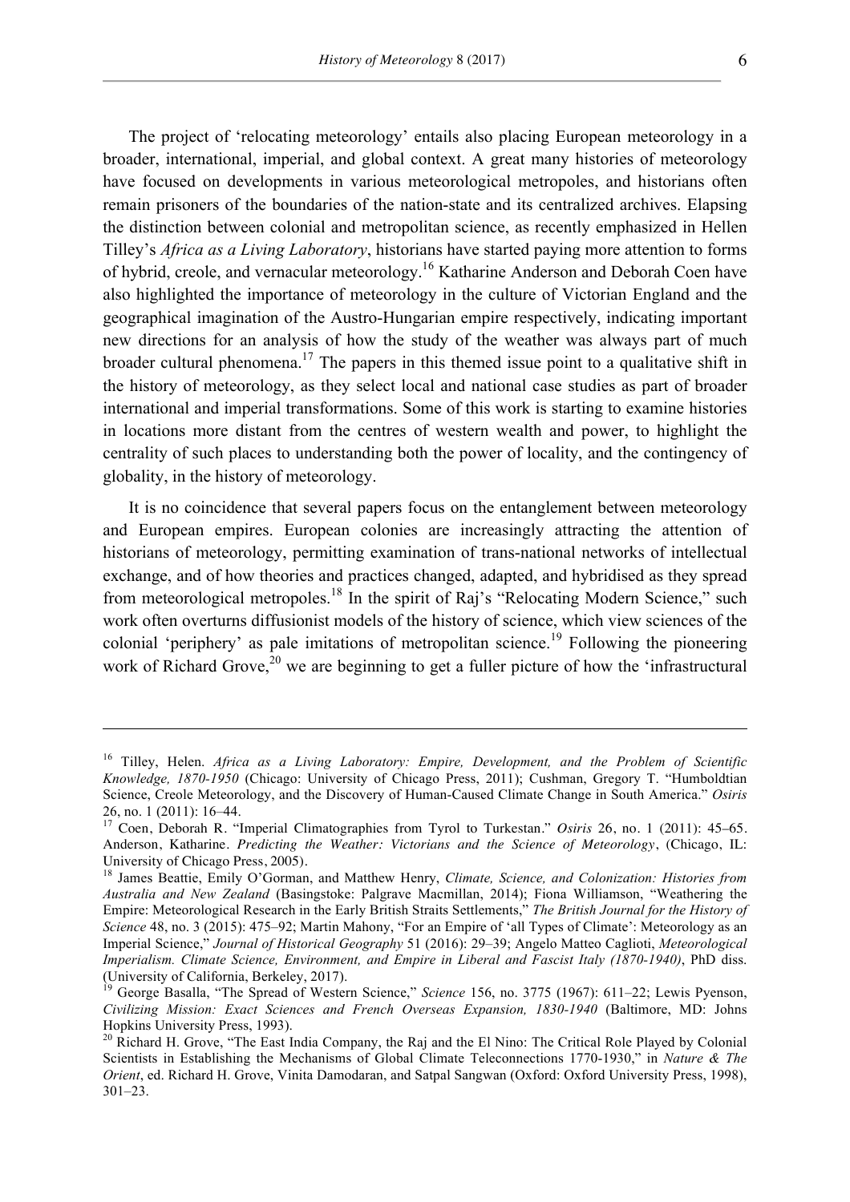The project of 'relocating meteorology' entails also placing European meteorology in a broader, international, imperial, and global context. A great many histories of meteorology have focused on developments in various meteorological metropoles, and historians often remain prisoners of the boundaries of the nation-state and its centralized archives. Elapsing the distinction between colonial and metropolitan science, as recently emphasized in Hellen Tilley's *Africa as a Living Laboratory*, historians have started paying more attention to forms of hybrid, creole, and vernacular meteorology.[16] Katharine Anderson and Deborah Coen have also highlighted the importance of meteorology in the culture of Victorian England and the geographical imagination of the Austro-Hungarian empire respectively, indicating important new directions for an analysis of how the study of the weather was always part of much broader cultural phenomena.[17] The papers in this themed issue point to a qualitative shift in the history of meteorology, as they select local and national case studies as part of broader international and imperial transformations. Some of this work is starting to examine histories in locations more distant from the centres of western wealth and power, to highlight the centrality of such places to understanding both the power of locality, and the contingency of globality, in the history of meteorology.

It is no coincidence that several papers focus on the entanglement between meteorology and European empires. European colonies are increasingly attracting the attention of historians of meteorology, permitting examination of trans-national networks of intellectual exchange, and of how theories and practices changed, adapted, and hybridised as they spread from meteorological metropoles.[18] In the spirit of Raj's "Relocating Modern Science," such work often overturns diffusionist models of the history of science, which view sciences of the colonial 'periphery' as pale imitations of metropolitan science.[19] Following the pioneering work of Richard Grove,[20] we are beginning to get a fuller picture of how the 'infrastructural

---

[16] Tilley, Helen. *Africa as a Living Laboratory: Empire, Development, and the Problem of Scientific Knowledge, 1870-1950* (Chicago: University of Chicago Press, 2011); Cushman, Gregory T. "Humboldtian Science, Creole Meteorology, and the Discovery of Human-Caused Climate Change in South America." *Osiris* 26, no. 1 (2011): 16–44.

[17] Coen, Deborah R. "Imperial Climatographies from Tyrol to Turkestan." *Osiris* 26, no. 1 (2011): 45–65. Anderson, Katharine. *Predicting the Weather: Victorians and the Science of Meteorology*, (Chicago, IL: University of Chicago Press, 2005).

[18] James Beattie, Emily O'Gorman, and Matthew Henry, *Climate, Science, and Colonization: Histories from Australia and New Zealand* (Basingstoke: Palgrave Macmillan, 2014); Fiona Williamson, "Weathering the Empire: Meteorological Research in the Early British Straits Settlements," *The British Journal for the History of Science* 48, no. 3 (2015): 475–92; Martin Mahony, "For an Empire of 'all Types of Climate': Meteorology as an Imperial Science," *Journal of Historical Geography* 51 (2016): 29–39; Angelo Matteo Caglioti, *Meteorological Imperialism. Climate Science, Environment, and Empire in Liberal and Fascist Italy (1870-1940)*, PhD diss. (University of California, Berkeley, 2017).

[19] George Basalla, "The Spread of Western Science," *Science* 156, no. 3775 (1967): 611–22; Lewis Pyenson, *Civilizing Mission: Exact Sciences and French Overseas Expansion, 1830-1940* (Baltimore, MD: Johns Hopkins University Press, 1993).

[20] Richard H. Grove, "The East India Company, the Raj and the El Nino: The Critical Role Played by Colonial Scientists in Establishing the Mechanisms of Global Climate Teleconnections 1770-1930," in *Nature & The Orient*, ed. Richard H. Grove, Vinita Damodaran, and Satpal Sangwan (Oxford: Oxford University Press, 1998), 301–23.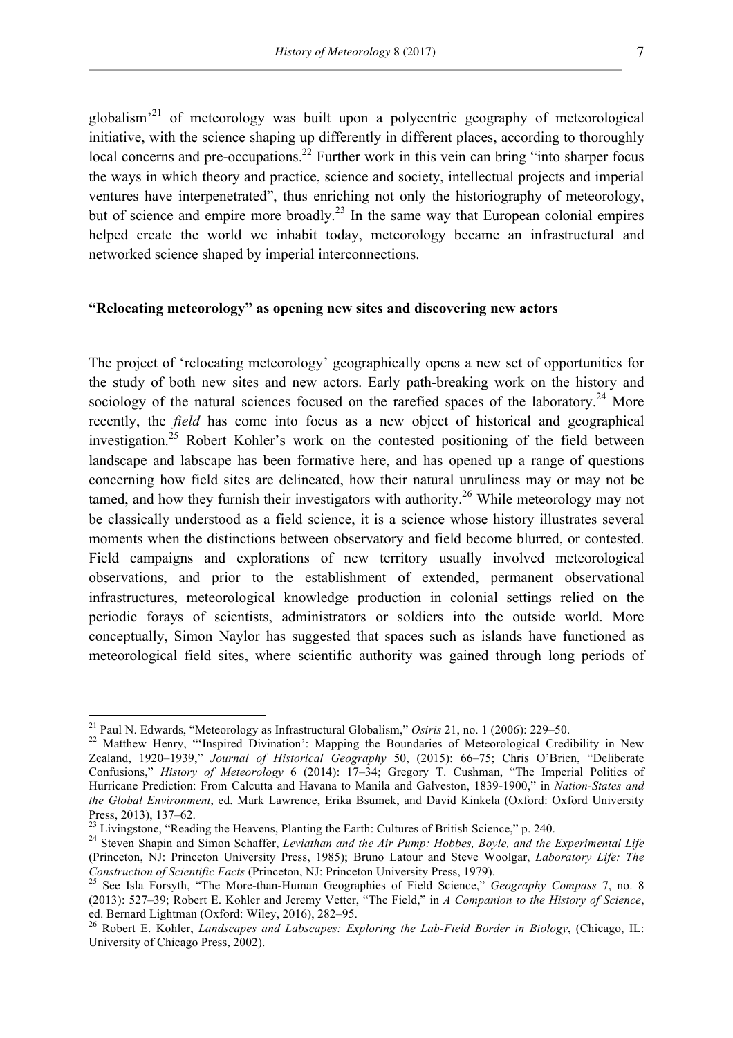globalism'[21] of meteorology was built upon a polycentric geography of meteorological initiative, with the science shaping up differently in different places, according to thoroughly local concerns and pre-occupations.[22] Further work in this vein can bring "into sharper focus the ways in which theory and practice, science and society, intellectual projects and imperial ventures have interpenetrated", thus enriching not only the historiography of meteorology, but of science and empire more broadly.[23] In the same way that European colonial empires helped create the world we inhabit today, meteorology became an infrastructural and networked science shaped by imperial interconnections.

## "Relocating meteorology" as opening new sites and discovering new actors

The project of 'relocating meteorology' geographically opens a new set of opportunities for the study of both new sites and new actors. Early path-breaking work on the history and sociology of the natural sciences focused on the rarefied spaces of the laboratory.[24] More recently, the *field* has come into focus as a new object of historical and geographical investigation.[25] Robert Kohler's work on the contested positioning of the field between landscape and labscape has been formative here, and has opened up a range of questions concerning how field sites are delineated, how their natural unruliness may or may not be tamed, and how they furnish their investigators with authority.[26] While meteorology may not be classically understood as a field science, it is a science whose history illustrates several moments when the distinctions between observatory and field become blurred, or contested. Field campaigns and explorations of new territory usually involved meteorological observations, and prior to the establishment of extended, permanent observational infrastructures, meteorological knowledge production in colonial settings relied on the periodic forays of scientists, administrators or soldiers into the outside world. More conceptually, Simon Naylor has suggested that spaces such as islands have functioned as meteorological field sites, where scientific authority was gained through long periods of

---

[21] Paul N. Edwards, "Meteorology as Infrastructural Globalism," *Osiris* 21, no. 1 (2006): 229–50.

[22] Matthew Henry, "'Inspired Divination': Mapping the Boundaries of Meteorological Credibility in New Zealand, 1920–1939," *Journal of Historical Geography* 50, (2015): 66–75; Chris O'Brien, "Deliberate Confusions," *History of Meteorology* 6 (2014): 17–34; Gregory T. Cushman, "The Imperial Politics of Hurricane Prediction: From Calcutta and Havana to Manila and Galveston, 1839-1900," in *Nation-States and the Global Environment*, ed. Mark Lawrence, Erika Bsumek, and David Kinkela (Oxford: Oxford University Press, 2013), 137–62.

[23] Livingstone, "Reading the Heavens, Planting the Earth: Cultures of British Science," p. 240.

[24] Steven Shapin and Simon Schaffer, *Leviathan and the Air Pump: Hobbes, Boyle, and the Experimental Life* (Princeton, NJ: Princeton University Press, 1985); Bruno Latour and Steve Woolgar, *Laboratory Life: The Construction of Scientific Facts* (Princeton, NJ: Princeton University Press, 1979).

[25] See Isla Forsyth, "The More-than-Human Geographies of Field Science," *Geography Compass* 7, no. 8 (2013): 527–39; Robert E. Kohler and Jeremy Vetter, "The Field," in *A Companion to the History of Science*, ed. Bernard Lightman (Oxford: Wiley, 2016), 282–95.

[26] Robert E. Kohler, *Landscapes and Labscapes: Exploring the Lab-Field Border in Biology*, (Chicago, IL: University of Chicago Press, 2002).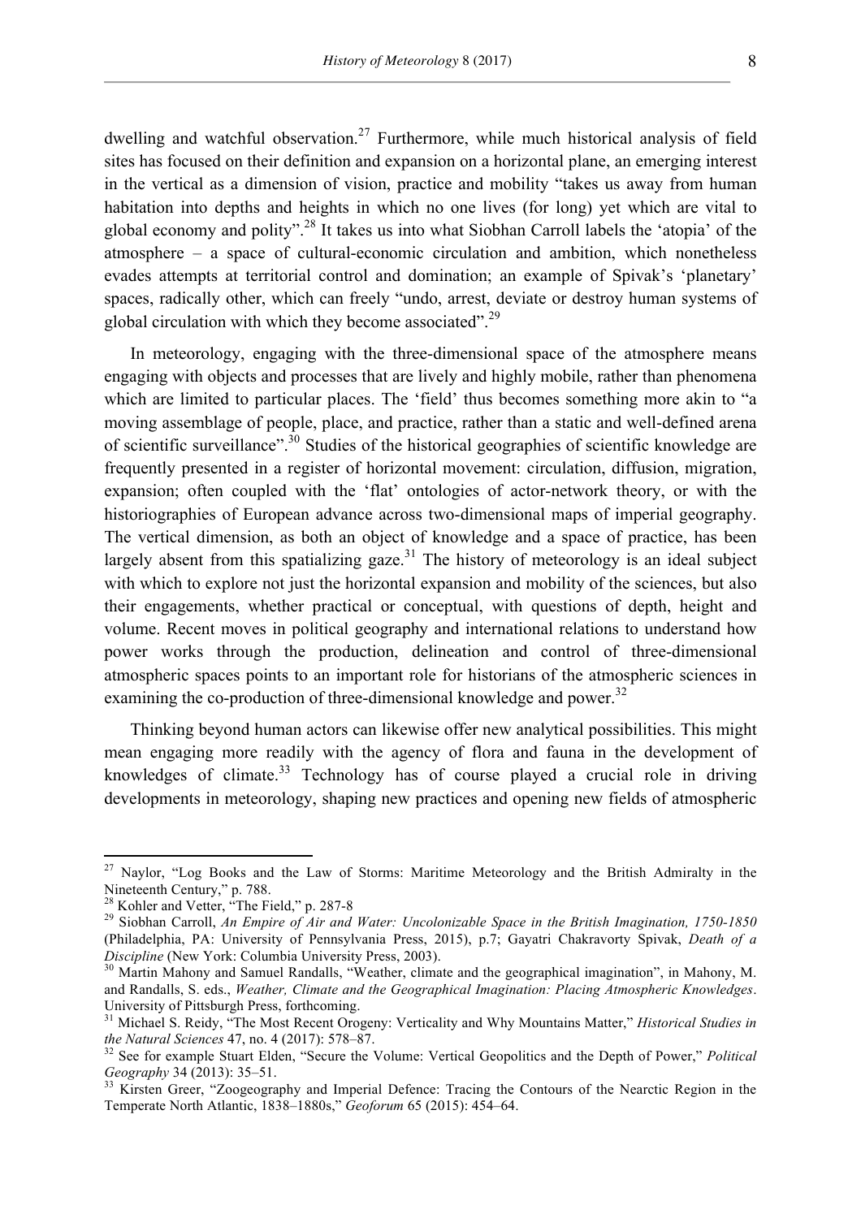dwelling and watchful observation.[27] Furthermore, while much historical analysis of field sites has focused on their definition and expansion on a horizontal plane, an emerging interest in the vertical as a dimension of vision, practice and mobility "takes us away from human habitation into depths and heights in which no one lives (for long) yet which are vital to global economy and polity".[28] It takes us into what Siobhan Carroll labels the 'atopia' of the atmosphere – a space of cultural-economic circulation and ambition, which nonetheless evades attempts at territorial control and domination; an example of Spivak's 'planetary' spaces, radically other, which can freely "undo, arrest, deviate or destroy human systems of global circulation with which they become associated".[29]

In meteorology, engaging with the three-dimensional space of the atmosphere means engaging with objects and processes that are lively and highly mobile, rather than phenomena which are limited to particular places. The 'field' thus becomes something more akin to "a moving assemblage of people, place, and practice, rather than a static and well-defined arena of scientific surveillance".[30] Studies of the historical geographies of scientific knowledge are frequently presented in a register of horizontal movement: circulation, diffusion, migration, expansion; often coupled with the 'flat' ontologies of actor-network theory, or with the historiographies of European advance across two-dimensional maps of imperial geography. The vertical dimension, as both an object of knowledge and a space of practice, has been largely absent from this spatializing gaze.[31] The history of meteorology is an ideal subject with which to explore not just the horizontal expansion and mobility of the sciences, but also their engagements, whether practical or conceptual, with questions of depth, height and volume. Recent moves in political geography and international relations to understand how power works through the production, delineation and control of three-dimensional atmospheric spaces points to an important role for historians of the atmospheric sciences in examining the co-production of three-dimensional knowledge and power.[32]

Thinking beyond human actors can likewise offer new analytical possibilities. This might mean engaging more readily with the agency of flora and fauna in the development of knowledges of climate.[33] Technology has of course played a crucial role in driving developments in meteorology, shaping new practices and opening new fields of atmospheric

---

[27] Naylor, "Log Books and the Law of Storms: Maritime Meteorology and the British Admiralty in the Nineteenth Century," p. 788.

[28] Kohler and Vetter, "The Field," p. 287-8

[29] Siobhan Carroll, *An Empire of Air and Water: Uncolonizable Space in the British Imagination, 1750-1850* (Philadelphia, PA: University of Pennsylvania Press, 2015), p.7; Gayatri Chakravorty Spivak, *Death of a Discipline* (New York: Columbia University Press, 2003).

[30] Martin Mahony and Samuel Randalls, "Weather, climate and the geographical imagination", in Mahony, M. and Randalls, S. eds., *Weather, Climate and the Geographical Imagination: Placing Atmospheric Knowledges*. University of Pittsburgh Press, forthcoming.

[31] Michael S. Reidy, "The Most Recent Orogeny: Verticality and Why Mountains Matter," *Historical Studies in the Natural Sciences* 47, no. 4 (2017): 578–87.

[32] See for example Stuart Elden, "Secure the Volume: Vertical Geopolitics and the Depth of Power," *Political Geography* 34 (2013): 35–51.

[33] Kirsten Greer, "Zoogeography and Imperial Defence: Tracing the Contours of the Nearctic Region in the Temperate North Atlantic, 1838–1880s," *Geoforum* 65 (2015): 454–64.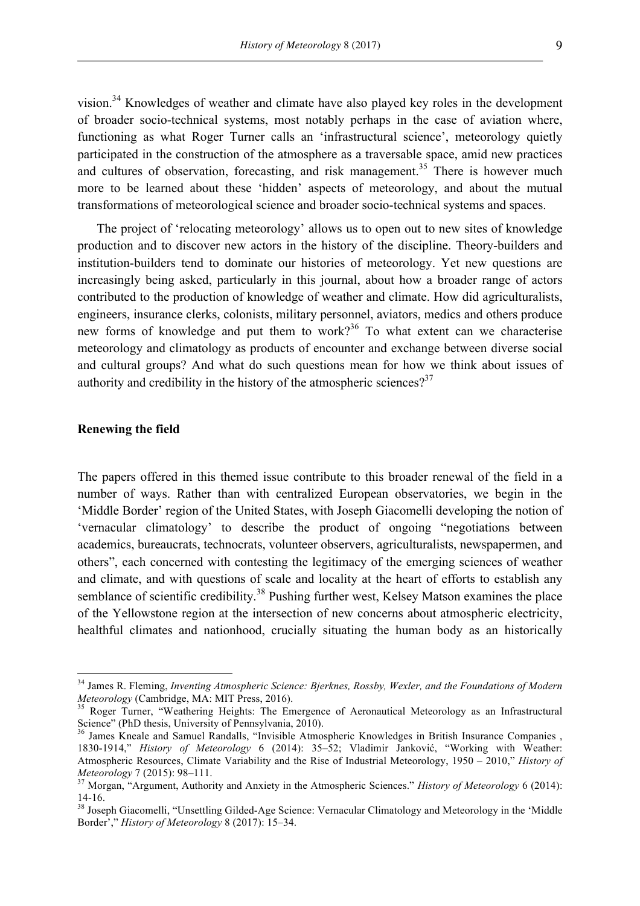vision.[34] Knowledges of weather and climate have also played key roles in the development of broader socio-technical systems, most notably perhaps in the case of aviation where, functioning as what Roger Turner calls an 'infrastructural science', meteorology quietly participated in the construction of the atmosphere as a traversable space, amid new practices and cultures of observation, forecasting, and risk management.[35] There is however much more to be learned about these 'hidden' aspects of meteorology, and about the mutual transformations of meteorological science and broader socio-technical systems and spaces.

The project of 'relocating meteorology' allows us to open out to new sites of knowledge production and to discover new actors in the history of the discipline. Theory-builders and institution-builders tend to dominate our histories of meteorology. Yet new questions are increasingly being asked, particularly in this journal, about how a broader range of actors contributed to the production of knowledge of weather and climate. How did agriculturalists, engineers, insurance clerks, colonists, military personnel, aviators, medics and others produce new forms of knowledge and put them to work?[36] To what extent can we characterise meteorology and climatology as products of encounter and exchange between diverse social and cultural groups? And what do such questions mean for how we think about issues of authority and credibility in the history of the atmospheric sciences?[37]

**Renewing the field**

The papers offered in this themed issue contribute to this broader renewal of the field in a number of ways. Rather than with centralized European observatories, we begin in the 'Middle Border' region of the United States, with Joseph Giacomelli developing the notion of 'vernacular climatology' to describe the product of ongoing "negotiations between academics, bureaucrats, technocrats, volunteer observers, agriculturalists, newspapermen, and others", each concerned with contesting the legitimacy of the emerging sciences of weather and climate, and with questions of scale and locality at the heart of efforts to establish any semblance of scientific credibility.[38] Pushing further west, Kelsey Matson examines the place of the Yellowstone region at the intersection of new concerns about atmospheric electricity, healthful climates and nationhood, crucially situating the human body as an historically

---

[34] James R. Fleming, *Inventing Atmospheric Science: Bjerknes, Rossby, Wexler, and the Foundations of Modern Meteorology* (Cambridge, MA: MIT Press, 2016).

[35] Roger Turner, "Weathering Heights: The Emergence of Aeronautical Meteorology as an Infrastructural Science" (PhD thesis, University of Pennsylvania, 2010).

[36] James Kneale and Samuel Randalls, "Invisible Atmospheric Knowledges in British Insurance Companies , 1830-1914," *History of Meteorology* 6 (2014): 35–52; Vladimir Janković, "Working with Weather: Atmospheric Resources, Climate Variability and the Rise of Industrial Meteorology, 1950 – 2010," *History of Meteorology* 7 (2015): 98–111.

[37] Morgan, "Argument, Authority and Anxiety in the Atmospheric Sciences." *History of Meteorology* 6 (2014): 14-16.

[38] Joseph Giacomelli, "Unsettling Gilded-Age Science: Vernacular Climatology and Meteorology in the 'Middle Border'," *History of Meteorology* 8 (2017): 15–34.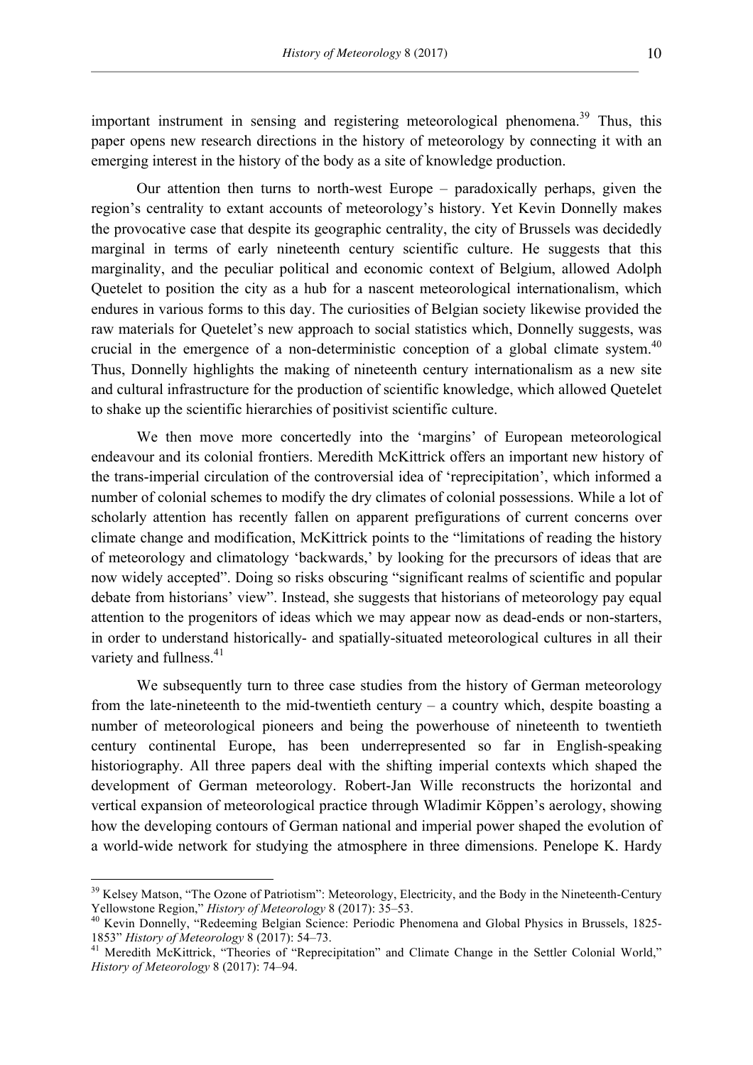important instrument in sensing and registering meteorological phenomena.[39] Thus, this paper opens new research directions in the history of meteorology by connecting it with an emerging interest in the history of the body as a site of knowledge production.

Our attention then turns to north-west Europe – paradoxically perhaps, given the region's centrality to extant accounts of meteorology's history. Yet Kevin Donnelly makes the provocative case that despite its geographic centrality, the city of Brussels was decidedly marginal in terms of early nineteenth century scientific culture. He suggests that this marginality, and the peculiar political and economic context of Belgium, allowed Adolph Quetelet to position the city as a hub for a nascent meteorological internationalism, which endures in various forms to this day. The curiosities of Belgian society likewise provided the raw materials for Quetelet's new approach to social statistics which, Donnelly suggests, was crucial in the emergence of a non-deterministic conception of a global climate system.[40] Thus, Donnelly highlights the making of nineteenth century internationalism as a new site and cultural infrastructure for the production of scientific knowledge, which allowed Quetelet to shake up the scientific hierarchies of positivist scientific culture.

We then move more concertedly into the 'margins' of European meteorological endeavour and its colonial frontiers. Meredith McKittrick offers an important new history of the trans-imperial circulation of the controversial idea of 'reprecipitation', which informed a number of colonial schemes to modify the dry climates of colonial possessions. While a lot of scholarly attention has recently fallen on apparent prefigurations of current concerns over climate change and modification, McKittrick points to the "limitations of reading the history of meteorology and climatology 'backwards,' by looking for the precursors of ideas that are now widely accepted". Doing so risks obscuring "significant realms of scientific and popular debate from historians' view". Instead, she suggests that historians of meteorology pay equal attention to the progenitors of ideas which we may appear now as dead-ends or non-starters, in order to understand historically- and spatially-situated meteorological cultures in all their variety and fullness.[41]

We subsequently turn to three case studies from the history of German meteorology from the late-nineteenth to the mid-twentieth century – a country which, despite boasting a number of meteorological pioneers and being the powerhouse of nineteenth to twentieth century continental Europe, has been underrepresented so far in English-speaking historiography. All three papers deal with the shifting imperial contexts which shaped the development of German meteorology. Robert-Jan Wille reconstructs the horizontal and vertical expansion of meteorological practice through Wladimir Köppen's aerology, showing how the developing contours of German national and imperial power shaped the evolution of a world-wide network for studying the atmosphere in three dimensions. Penelope K. Hardy

---

[39] Kelsey Matson, "The Ozone of Patriotism": Meteorology, Electricity, and the Body in the Nineteenth-Century Yellowstone Region," *History of Meteorology* 8 (2017): 35–53.

[40] Kevin Donnelly, "Redeeming Belgian Science: Periodic Phenomena and Global Physics in Brussels, 1825-1853" *History of Meteorology* 8 (2017): 54–73.

[41] Meredith McKittrick, "Theories of "Reprecipitation" and Climate Change in the Settler Colonial World," *History of Meteorology* 8 (2017): 74–94.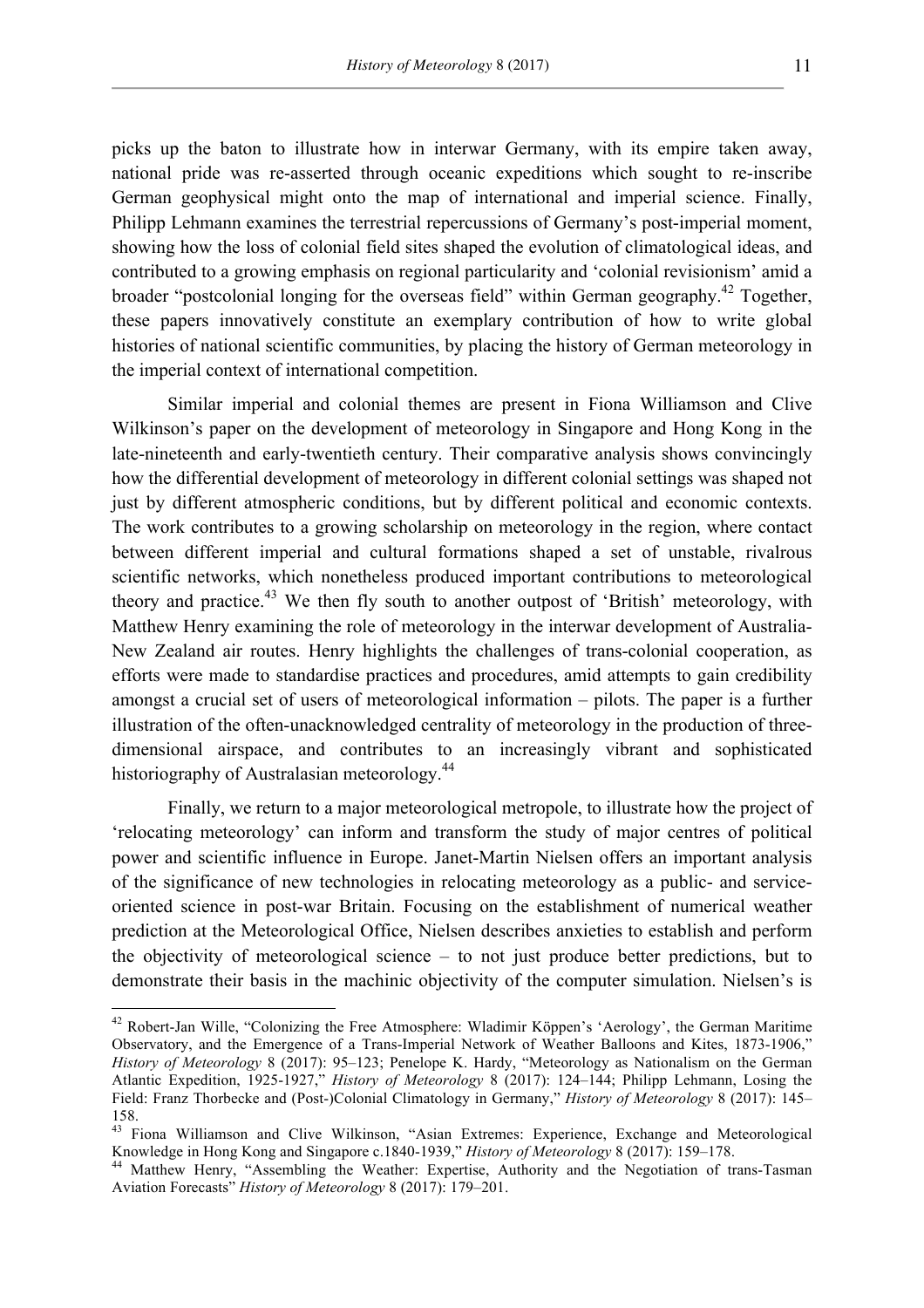picks up the baton to illustrate how in interwar Germany, with its empire taken away, national pride was re-asserted through oceanic expeditions which sought to re-inscribe German geophysical might onto the map of international and imperial science. Finally, Philipp Lehmann examines the terrestrial repercussions of Germany's post-imperial moment, showing how the loss of colonial field sites shaped the evolution of climatological ideas, and contributed to a growing emphasis on regional particularity and 'colonial revisionism' amid a broader "postcolonial longing for the overseas field" within German geography.[42] Together, these papers innovatively constitute an exemplary contribution of how to write global histories of national scientific communities, by placing the history of German meteorology in the imperial context of international competition.

Similar imperial and colonial themes are present in Fiona Williamson and Clive Wilkinson's paper on the development of meteorology in Singapore and Hong Kong in the late-nineteenth and early-twentieth century. Their comparative analysis shows convincingly how the differential development of meteorology in different colonial settings was shaped not just by different atmospheric conditions, but by different political and economic contexts. The work contributes to a growing scholarship on meteorology in the region, where contact between different imperial and cultural formations shaped a set of unstable, rivalrous scientific networks, which nonetheless produced important contributions to meteorological theory and practice.[43] We then fly south to another outpost of 'British' meteorology, with Matthew Henry examining the role of meteorology in the interwar development of Australia-New Zealand air routes. Henry highlights the challenges of trans-colonial cooperation, as efforts were made to standardise practices and procedures, amid attempts to gain credibility amongst a crucial set of users of meteorological information – pilots. The paper is a further illustration of the often-unacknowledged centrality of meteorology in the production of three-dimensional airspace, and contributes to an increasingly vibrant and sophisticated historiography of Australasian meteorology.[44]

Finally, we return to a major meteorological metropole, to illustrate how the project of 'relocating meteorology' can inform and transform the study of major centres of political power and scientific influence in Europe. Janet-Martin Nielsen offers an important analysis of the significance of new technologies in relocating meteorology as a public- and service-oriented science in post-war Britain. Focusing on the establishment of numerical weather prediction at the Meteorological Office, Nielsen describes anxieties to establish and perform the objectivity of meteorological science – to not just produce better predictions, but to demonstrate their basis in the machinic objectivity of the computer simulation. Nielsen's is

---

[42] Robert-Jan Wille, "Colonizing the Free Atmosphere: Wladimir Köppen's 'Aerology', the German Maritime Observatory, and the Emergence of a Trans-Imperial Network of Weather Balloons and Kites, 1873-1906," *History of Meteorology* 8 (2017): 95–123; Penelope K. Hardy, "Meteorology as Nationalism on the German Atlantic Expedition, 1925-1927," *History of Meteorology* 8 (2017): 124–144; Philipp Lehmann, Losing the Field: Franz Thorbecke and (Post-)Colonial Climatology in Germany," *History of Meteorology* 8 (2017): 145–158.

[43] Fiona Williamson and Clive Wilkinson, "Asian Extremes: Experience, Exchange and Meteorological Knowledge in Hong Kong and Singapore c.1840-1939," *History of Meteorology* 8 (2017): 159–178.

[44] Matthew Henry, "Assembling the Weather: Expertise, Authority and the Negotiation of trans-Tasman Aviation Forecasts" *History of Meteorology* 8 (2017): 179–201.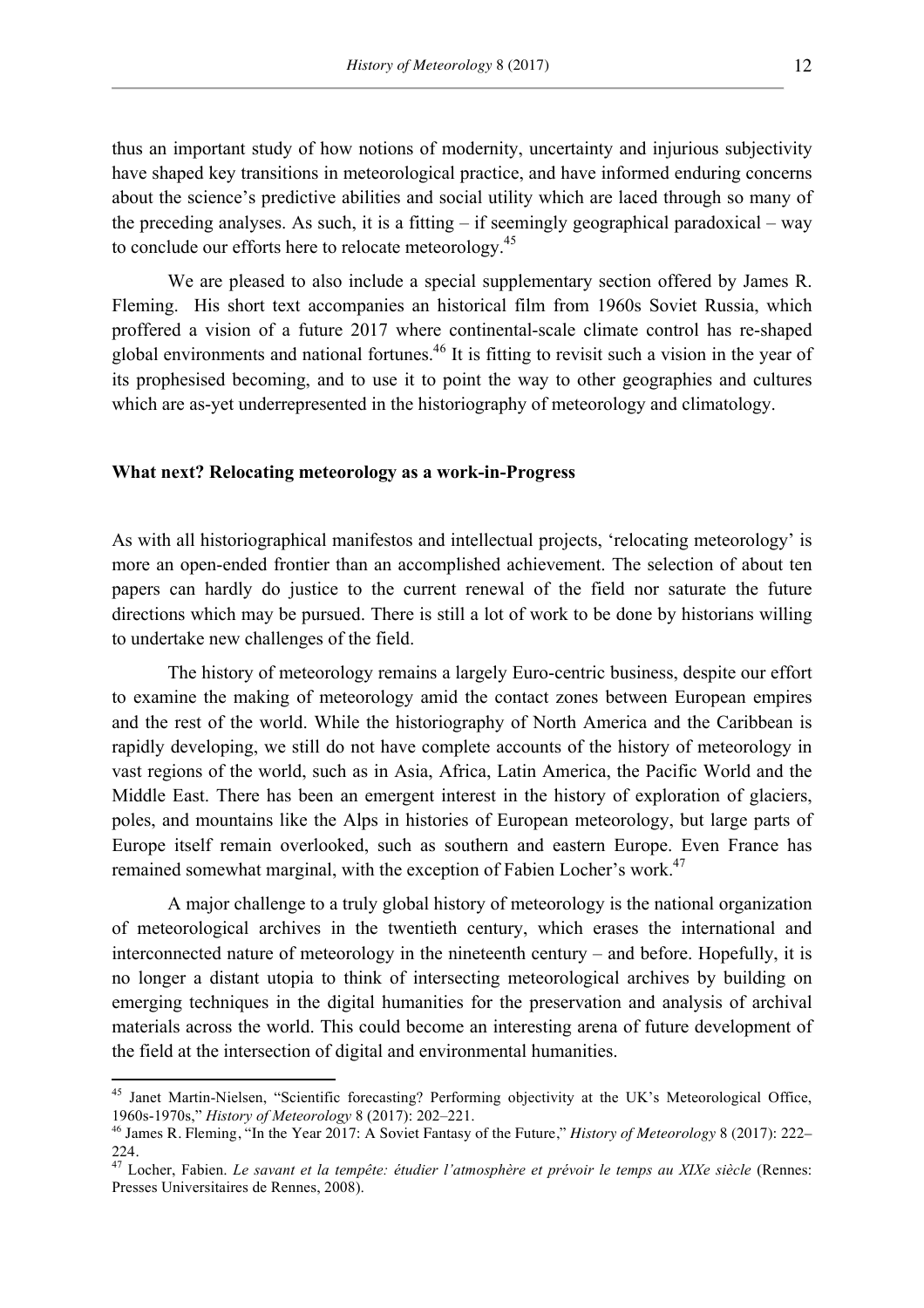thus an important study of how notions of modernity, uncertainty and injurious subjectivity have shaped key transitions in meteorological practice, and have informed enduring concerns about the science's predictive abilities and social utility which are laced through so many of the preceding analyses. As such, it is a fitting – if seemingly geographical paradoxical – way to conclude our efforts here to relocate meteorology.[45]

We are pleased to also include a special supplementary section offered by James R. Fleming. His short text accompanies an historical film from 1960s Soviet Russia, which proffered a vision of a future 2017 where continental-scale climate control has re-shaped global environments and national fortunes.[46] It is fitting to revisit such a vision in the year of its prophesised becoming, and to use it to point the way to other geographies and cultures which are as-yet underrepresented in the historiography of meteorology and climatology.

**What next? Relocating meteorology as a work-in-Progress**

As with all historiographical manifestos and intellectual projects, 'relocating meteorology' is more an open-ended frontier than an accomplished achievement. The selection of about ten papers can hardly do justice to the current renewal of the field nor saturate the future directions which may be pursued. There is still a lot of work to be done by historians willing to undertake new challenges of the field.

The history of meteorology remains a largely Euro-centric business, despite our effort to examine the making of meteorology amid the contact zones between European empires and the rest of the world. While the historiography of North America and the Caribbean is rapidly developing, we still do not have complete accounts of the history of meteorology in vast regions of the world, such as in Asia, Africa, Latin America, the Pacific World and the Middle East. There has been an emergent interest in the history of exploration of glaciers, poles, and mountains like the Alps in histories of European meteorology, but large parts of Europe itself remain overlooked, such as southern and eastern Europe. Even France has remained somewhat marginal, with the exception of Fabien Locher's work.[47]

A major challenge to a truly global history of meteorology is the national organization of meteorological archives in the twentieth century, which erases the international and interconnected nature of meteorology in the nineteenth century – and before. Hopefully, it is no longer a distant utopia to think of intersecting meteorological archives by building on emerging techniques in the digital humanities for the preservation and analysis of archival materials across the world. This could become an interesting arena of future development of the field at the intersection of digital and environmental humanities.

---

[45] Janet Martin-Nielsen, "Scientific forecasting? Performing objectivity at the UK's Meteorological Office, 1960s-1970s," *History of Meteorology* 8 (2017): 202–221.

[46] James R. Fleming, "In the Year 2017: A Soviet Fantasy of the Future," *History of Meteorology* 8 (2017): 222–224.

[47] Locher, Fabien. *Le savant et la tempête: étudier l'atmosphère et prévoir le temps au XIXe siècle* (Rennes: Presses Universitaires de Rennes, 2008).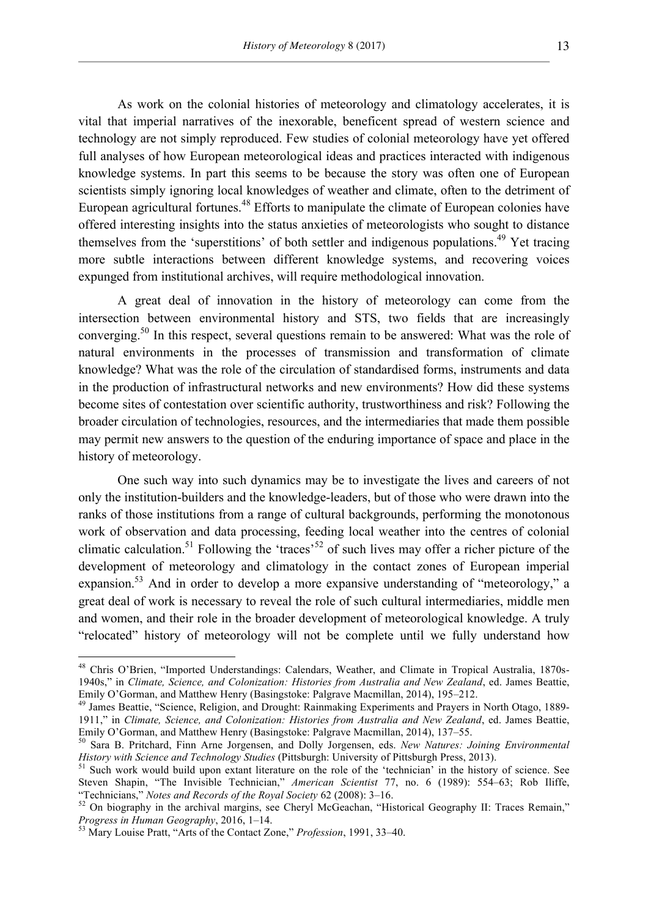As work on the colonial histories of meteorology and climatology accelerates, it is vital that imperial narratives of the inexorable, beneficent spread of western science and technology are not simply reproduced. Few studies of colonial meteorology have yet offered full analyses of how European meteorological ideas and practices interacted with indigenous knowledge systems. In part this seems to be because the story was often one of European scientists simply ignoring local knowledges of weather and climate, often to the detriment of European agricultural fortunes.[48] Efforts to manipulate the climate of European colonies have offered interesting insights into the status anxieties of meteorologists who sought to distance themselves from the 'superstitions' of both settler and indigenous populations.[49] Yet tracing more subtle interactions between different knowledge systems, and recovering voices expunged from institutional archives, will require methodological innovation.

A great deal of innovation in the history of meteorology can come from the intersection between environmental history and STS, two fields that are increasingly converging.[50] In this respect, several questions remain to be answered: What was the role of natural environments in the processes of transmission and transformation of climate knowledge? What was the role of the circulation of standardised forms, instruments and data in the production of infrastructural networks and new environments? How did these systems become sites of contestation over scientific authority, trustworthiness and risk? Following the broader circulation of technologies, resources, and the intermediaries that made them possible may permit new answers to the question of the enduring importance of space and place in the history of meteorology.

One such way into such dynamics may be to investigate the lives and careers of not only the institution-builders and the knowledge-leaders, but of those who were drawn into the ranks of those institutions from a range of cultural backgrounds, performing the monotonous work of observation and data processing, feeding local weather into the centres of colonial climatic calculation.[51] Following the 'traces'[52] of such lives may offer a richer picture of the development of meteorology and climatology in the contact zones of European imperial expansion.[53] And in order to develop a more expansive understanding of "meteorology," a great deal of work is necessary to reveal the role of such cultural intermediaries, middle men and women, and their role in the broader development of meteorological knowledge. A truly "relocated" history of meteorology will not be complete until we fully understand how

---

[48] Chris O'Brien, "Imported Understandings: Calendars, Weather, and Climate in Tropical Australia, 1870s-1940s," in *Climate, Science, and Colonization: Histories from Australia and New Zealand*, ed. James Beattie, Emily O'Gorman, and Matthew Henry (Basingstoke: Palgrave Macmillan, 2014), 195–212.

[49] James Beattie, "Science, Religion, and Drought: Rainmaking Experiments and Prayers in North Otago, 1889-1911," in *Climate, Science, and Colonization: Histories from Australia and New Zealand*, ed. James Beattie, Emily O'Gorman, and Matthew Henry (Basingstoke: Palgrave Macmillan, 2014), 137–55.

[50] Sara B. Pritchard, Finn Arne Jorgensen, and Dolly Jorgensen, eds. *New Natures: Joining Environmental History with Science and Technology Studies* (Pittsburgh: University of Pittsburgh Press, 2013).

[51] Such work would build upon extant literature on the role of the 'technician' in the history of science. See Steven Shapin, "The Invisible Technician," *American Scientist* 77, no. 6 (1989): 554–63; Rob Iliffe, "Technicians," *Notes and Records of the Royal Society* 62 (2008): 3–16.

[52] On biography in the archival margins, see Cheryl McGeachan, "Historical Geography II: Traces Remain," *Progress in Human Geography*, 2016, 1–14.

[53] Mary Louise Pratt, "Arts of the Contact Zone," *Profession*, 1991, 33–40.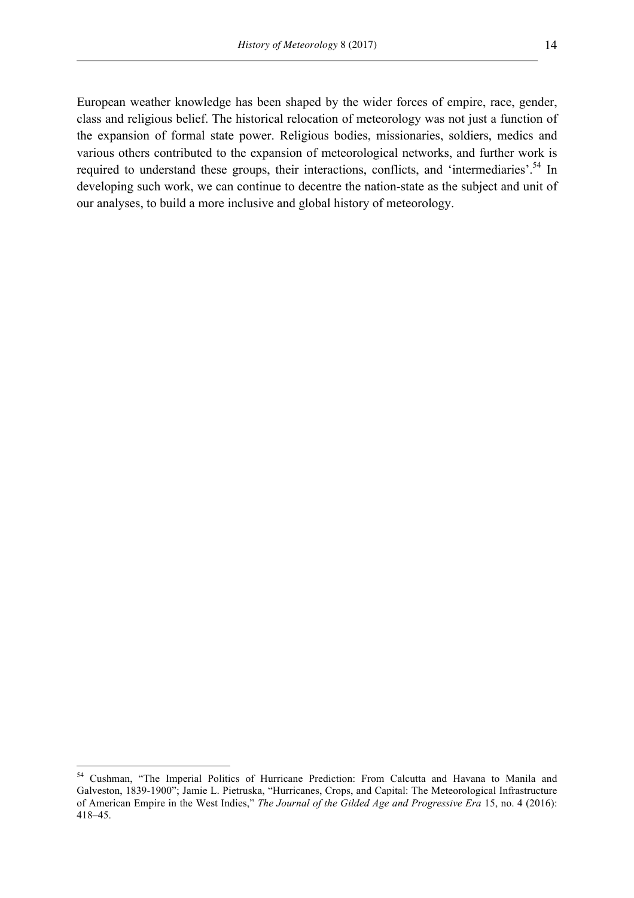European weather knowledge has been shaped by the wider forces of empire, race, gender, class and religious belief. The historical relocation of meteorology was not just a function of the expansion of formal state power. Religious bodies, missionaries, soldiers, medics and various others contributed to the expansion of meteorological networks, and further work is required to understand these groups, their interactions, conflicts, and 'intermediaries'.[54] In developing such work, we can continue to decentre the nation-state as the subject and unit of our analyses, to build a more inclusive and global history of meteorology.

---

[54] Cushman, "The Imperial Politics of Hurricane Prediction: From Calcutta and Havana to Manila and Galveston, 1839-1900"; Jamie L. Pietruska, "Hurricanes, Crops, and Capital: The Meteorological Infrastructure of American Empire in the West Indies," *The Journal of the Gilded Age and Progressive Era* 15, no. 4 (2016): 418–45.